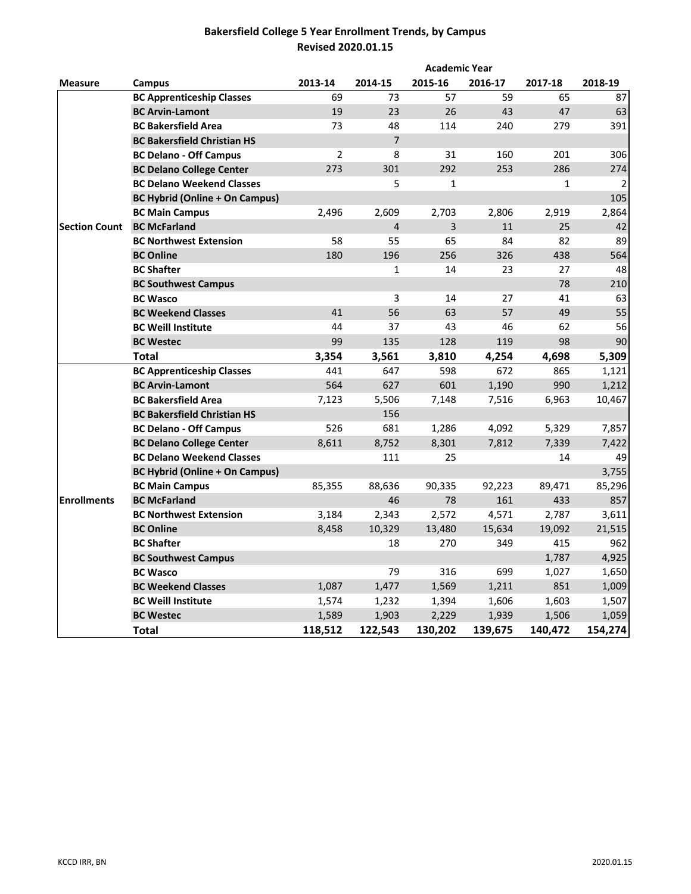# Bakersfield College 5 Year Enrollment Trends, by Campus
## Revised 2020.01.15

| Measure | Campus | 2013-14 | 2014-15 | 2015-16 | 2016-17 | 2017-18 | 2018-19 |
|---|---|---|---|---|---|---|---|
| | | **Academic Year** | | | | | |
| Section Count | BC Apprenticeship Classes | 69 | 73 | 57 | 59 | 65 | 87 |
| | BC Arvin-Lamont | 19 | 23 | 26 | 43 | 47 | 63 |
| | BC Bakersfield Area | 73 | 48 | 114 | 240 | 279 | 391 |
| | BC Bakersfield Christian HS | | 7 | | | | |
| | BC Delano - Off Campus | 2 | 8 | 31 | 160 | 201 | 306 |
| | BC Delano College Center | 273 | 301 | 292 | 253 | 286 | 274 |
| | BC Delano Weekend Classes | | 5 | 1 | | 1 | 2 |
| | BC Hybrid (Online + On Campus) | | | | | | 105 |
| | BC Main Campus | 2,496 | 2,609 | 2,703 | 2,806 | 2,919 | 2,864 |
| | BC McFarland | | 4 | 3 | 11 | 25 | 42 |
| | BC Northwest Extension | 58 | 55 | 65 | 84 | 82 | 89 |
| | BC Online | 180 | 196 | 256 | 326 | 438 | 564 |
| | BC Shafter | | 1 | 14 | 23 | 27 | 48 |
| | BC Southwest Campus | | | | | 78 | 210 |
| | BC Wasco | | 3 | 14 | 27 | 41 | 63 |
| | BC Weekend Classes | 41 | 56 | 63 | 57 | 49 | 55 |
| | BC Weill Institute | 44 | 37 | 43 | 46 | 62 | 56 |
| | BC Westec | 99 | 135 | 128 | 119 | 98 | 90 |
| | **Total** | **3,354** | **3,561** | **3,810** | **4,254** | **4,698** | **5,309** |
| Enrollments | BC Apprenticeship Classes | 441 | 647 | 598 | 672 | 865 | 1,121 |
| | BC Arvin-Lamont | 564 | 627 | 601 | 1,190 | 990 | 1,212 |
| | BC Bakersfield Area | 7,123 | 5,506 | 7,148 | 7,516 | 6,963 | 10,467 |
| | BC Bakersfield Christian HS | | 156 | | | | |
| | BC Delano - Off Campus | 526 | 681 | 1,286 | 4,092 | 5,329 | 7,857 |
| | BC Delano College Center | 8,611 | 8,752 | 8,301 | 7,812 | 7,339 | 7,422 |
| | BC Delano Weekend Classes | | 111 | 25 | | 14 | 49 |
| | BC Hybrid (Online + On Campus) | | | | | | 3,755 |
| | BC Main Campus | 85,355 | 88,636 | 90,335 | 92,223 | 89,471 | 85,296 |
| | BC McFarland | | 46 | 78 | 161 | 433 | 857 |
| | BC Northwest Extension | 3,184 | 2,343 | 2,572 | 4,571 | 2,787 | 3,611 |
| | BC Online | 8,458 | 10,329 | 13,480 | 15,634 | 19,092 | 21,515 |
| | BC Shafter | | 18 | 270 | 349 | 415 | 962 |
| | BC Southwest Campus | | | | | 1,787 | 4,925 |
| | BC Wasco | | 79 | 316 | 699 | 1,027 | 1,650 |
| | BC Weekend Classes | 1,087 | 1,477 | 1,569 | 1,211 | 851 | 1,009 |
| | BC Weill Institute | 1,574 | 1,232 | 1,394 | 1,606 | 1,603 | 1,507 |
| | BC Westec | 1,589 | 1,903 | 2,229 | 1,939 | 1,506 | 1,059 |
| | **Total** | **118,512** | **122,543** | **130,202** | **139,675** | **140,472** | **154,274** |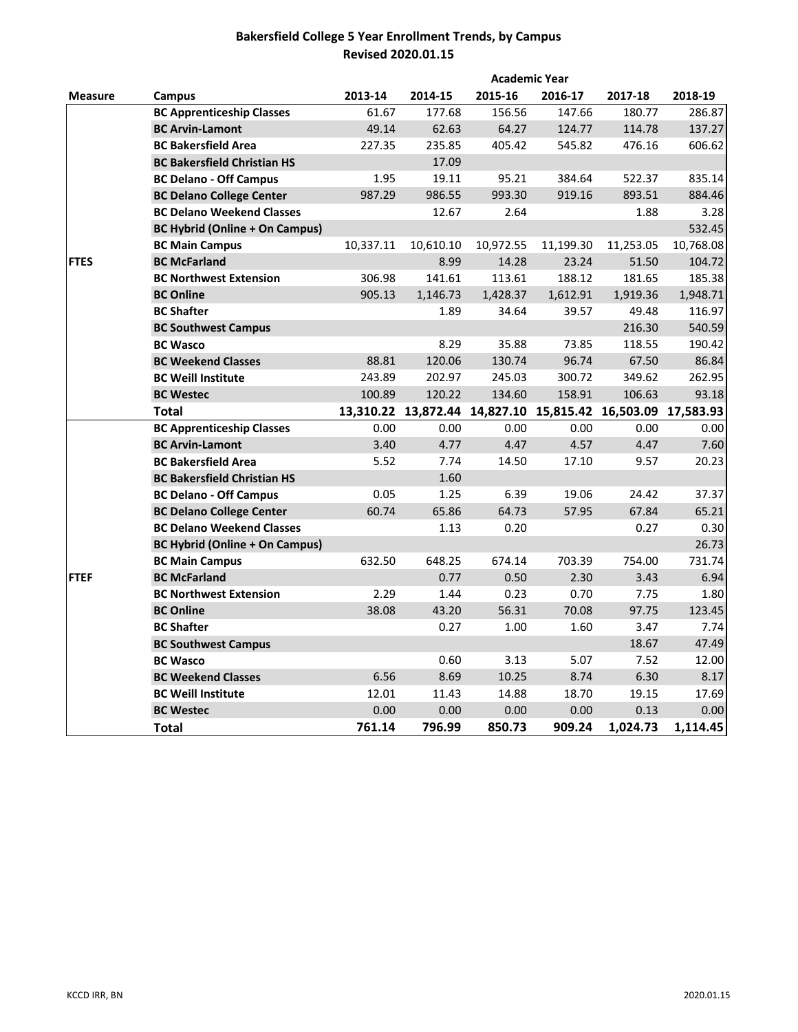# Bakersfield College 5 Year Enrollment Trends, by Campus
## Revised 2020.01.15

| Measure | Campus | Academic Year | | | | | |
|---|---|---|---|---|---|---|---|
| | | 2013-14 | 2014-15 | 2015-16 | 2016-17 | 2017-18 | 2018-19 |
| FTES | BC Apprenticeship Classes | 61.67 | 177.68 | 156.56 | 147.66 | 180.77 | 286.87 |
| | BC Arvin-Lamont | 49.14 | 62.63 | 64.27 | 124.77 | 114.78 | 137.27 |
| | BC Bakersfield Area | 227.35 | 235.85 | 405.42 | 545.82 | 476.16 | 606.62 |
| | BC Bakersfield Christian HS | | 17.09 | | | | |
| | BC Delano - Off Campus | 1.95 | 19.11 | 95.21 | 384.64 | 522.37 | 835.14 |
| | BC Delano College Center | 987.29 | 986.55 | 993.30 | 919.16 | 893.51 | 884.46 |
| | BC Delano Weekend Classes | | 12.67 | 2.64 | | 1.88 | 3.28 |
| | BC Hybrid (Online + On Campus) | | | | | | 532.45 |
| | BC Main Campus | 10,337.11 | 10,610.10 | 10,972.55 | 11,199.30 | 11,253.05 | 10,768.08 |
| | BC McFarland | | 8.99 | 14.28 | 23.24 | 51.50 | 104.72 |
| | BC Northwest Extension | 306.98 | 141.61 | 113.61 | 188.12 | 181.65 | 185.38 |
| | BC Online | 905.13 | 1,146.73 | 1,428.37 | 1,612.91 | 1,919.36 | 1,948.71 |
| | BC Shafter | | 1.89 | 34.64 | 39.57 | 49.48 | 116.97 |
| | BC Southwest Campus | | | | | 216.30 | 540.59 |
| | BC Wasco | | 8.29 | 35.88 | 73.85 | 118.55 | 190.42 |
| | BC Weekend Classes | 88.81 | 120.06 | 130.74 | 96.74 | 67.50 | 86.84 |
| | BC Weill Institute | 243.89 | 202.97 | 245.03 | 300.72 | 349.62 | 262.95 |
| | BC Westec | 100.89 | 120.22 | 134.60 | 158.91 | 106.63 | 93.18 |
| | **Total** | **13,310.22** | **13,872.44** | **14,827.10** | **15,815.42** | **16,503.09** | **17,583.93** |
| FTEF | BC Apprenticeship Classes | 0.00 | 0.00 | 0.00 | 0.00 | 0.00 | 0.00 |
| | BC Arvin-Lamont | 3.40 | 4.77 | 4.47 | 4.57 | 4.47 | 7.60 |
| | BC Bakersfield Area | 5.52 | 7.74 | 14.50 | 17.10 | 9.57 | 20.23 |
| | BC Bakersfield Christian HS | | 1.60 | | | | |
| | BC Delano - Off Campus | 0.05 | 1.25 | 6.39 | 19.06 | 24.42 | 37.37 |
| | BC Delano College Center | 60.74 | 65.86 | 64.73 | 57.95 | 67.84 | 65.21 |
| | BC Delano Weekend Classes | | 1.13 | 0.20 | | 0.27 | 0.30 |
| | BC Hybrid (Online + On Campus) | | | | | | 26.73 |
| | BC Main Campus | 632.50 | 648.25 | 674.14 | 703.39 | 754.00 | 731.74 |
| | BC McFarland | | 0.77 | 0.50 | 2.30 | 3.43 | 6.94 |
| | BC Northwest Extension | 2.29 | 1.44 | 0.23 | 0.70 | 7.75 | 1.80 |
| | BC Online | 38.08 | 43.20 | 56.31 | 70.08 | 97.75 | 123.45 |
| | BC Shafter | | 0.27 | 1.00 | 1.60 | 3.47 | 7.74 |
| | BC Southwest Campus | | | | | 18.67 | 47.49 |
| | BC Wasco | | 0.60 | 3.13 | 5.07 | 7.52 | 12.00 |
| | BC Weekend Classes | 6.56 | 8.69 | 10.25 | 8.74 | 6.30 | 8.17 |
| | BC Weill Institute | 12.01 | 11.43 | 14.88 | 18.70 | 19.15 | 17.69 |
| | BC Westec | 0.00 | 0.00 | 0.00 | 0.00 | 0.13 | 0.00 |
| | **Total** | **761.14** | **796.99** | **850.73** | **909.24** | **1,024.73** | **1,114.45** |

KCCD IRR, BN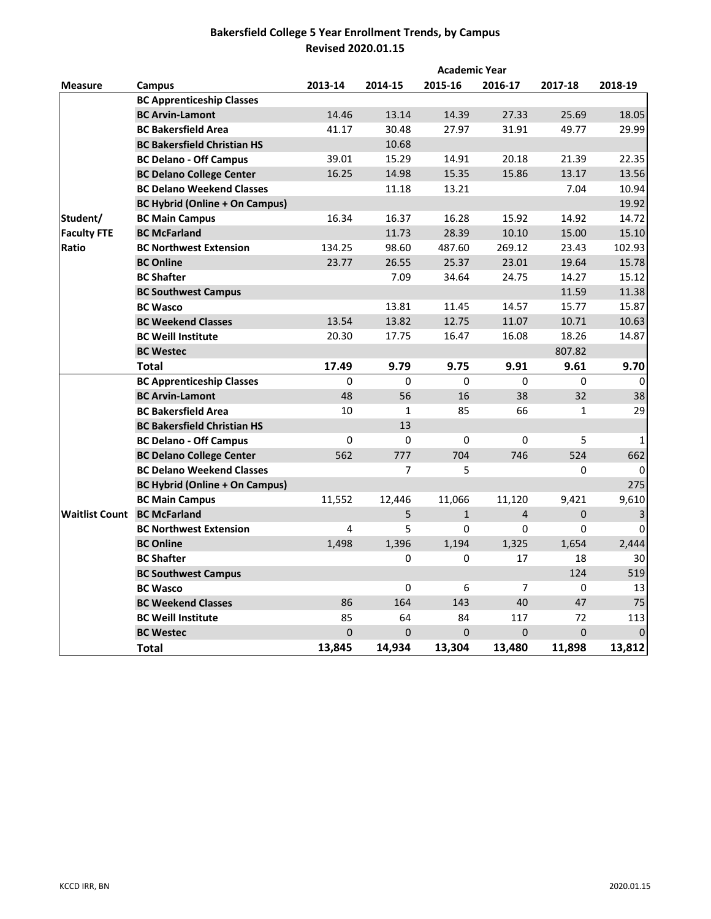# Bakersfield College 5 Year Enrollment Trends, by Campus
## Revised 2020.01.15

| | | Academic Year | | | | | |
|---|---|---|---|---|---|---|---|
| **Measure** | **Campus** | **2013-14** | **2014-15** | **2015-16** | **2016-17** | **2017-18** | **2018-19** |
| Student/ Faculty FTE Ratio | **BC Apprenticeship Classes** | | | | | | |
| | **BC Arvin-Lamont** | 14.46 | 13.14 | 14.39 | 27.33 | 25.69 | 18.05 |
| | **BC Bakersfield Area** | 41.17 | 30.48 | 27.97 | 31.91 | 49.77 | 29.99 |
| | **BC Bakersfield Christian HS** | | 10.68 | | | | |
| | **BC Delano - Off Campus** | 39.01 | 15.29 | 14.91 | 20.18 | 21.39 | 22.35 |
| | **BC Delano College Center** | 16.25 | 14.98 | 15.35 | 15.86 | 13.17 | 13.56 |
| | **BC Delano Weekend Classes** | | 11.18 | 13.21 | | 7.04 | 10.94 |
| | **BC Hybrid (Online + On Campus)** | | | | | | 19.92 |
| | **BC Main Campus** | 16.34 | 16.37 | 16.28 | 15.92 | 14.92 | 14.72 |
| | **BC McFarland** | | 11.73 | 28.39 | 10.10 | 15.00 | 15.10 |
| | **BC Northwest Extension** | 134.25 | 98.60 | 487.60 | 269.12 | 23.43 | 102.93 |
| | **BC Online** | 23.77 | 26.55 | 25.37 | 23.01 | 19.64 | 15.78 |
| | **BC Shafter** | | 7.09 | 34.64 | 24.75 | 14.27 | 15.12 |
| | **BC Southwest Campus** | | | | | 11.59 | 11.38 |
| | **BC Wasco** | | 13.81 | 11.45 | 14.57 | 15.77 | 15.87 |
| | **BC Weekend Classes** | 13.54 | 13.82 | 12.75 | 11.07 | 10.71 | 10.63 |
| | **BC Weill Institute** | 20.30 | 17.75 | 16.47 | 16.08 | 18.26 | 14.87 |
| | **BC Westec** | | | | | 807.82 | |
| | **Total** | **17.49** | **9.79** | **9.75** | **9.91** | **9.61** | **9.70** |
| Waitlist Count | **BC Apprenticeship Classes** | 0 | 0 | 0 | 0 | 0 | 0 |
| | **BC Arvin-Lamont** | 48 | 56 | 16 | 38 | 32 | 38 |
| | **BC Bakersfield Area** | 10 | 1 | 85 | 66 | 1 | 29 |
| | **BC Bakersfield Christian HS** | | 13 | | | | |
| | **BC Delano - Off Campus** | 0 | 0 | 0 | 0 | 5 | 1 |
| | **BC Delano College Center** | 562 | 777 | 704 | 746 | 524 | 662 |
| | **BC Delano Weekend Classes** | | 7 | 5 | | 0 | 0 |
| | **BC Hybrid (Online + On Campus)** | | | | | | 275 |
| | **BC Main Campus** | 11,552 | 12,446 | 11,066 | 11,120 | 9,421 | 9,610 |
| | **BC McFarland** | | 5 | 1 | 4 | 0 | 3 |
| | **BC Northwest Extension** | 4 | 5 | 0 | 0 | 0 | 0 |
| | **BC Online** | 1,498 | 1,396 | 1,194 | 1,325 | 1,654 | 2,444 |
| | **BC Shafter** | | 0 | 0 | 17 | 18 | 30 |
| | **BC Southwest Campus** | | | | | 124 | 519 |
| | **BC Wasco** | | 0 | 6 | 7 | 0 | 13 |
| | **BC Weekend Classes** | 86 | 164 | 143 | 40 | 47 | 75 |
| | **BC Weill Institute** | 85 | 64 | 84 | 117 | 72 | 113 |
| | **BC Westec** | 0 | 0 | 0 | 0 | 0 | 0 |
| | **Total** | **13,845** | **14,934** | **13,304** | **13,480** | **11,898** | **13,812** |

KCCD IRR, BN 2020.01.15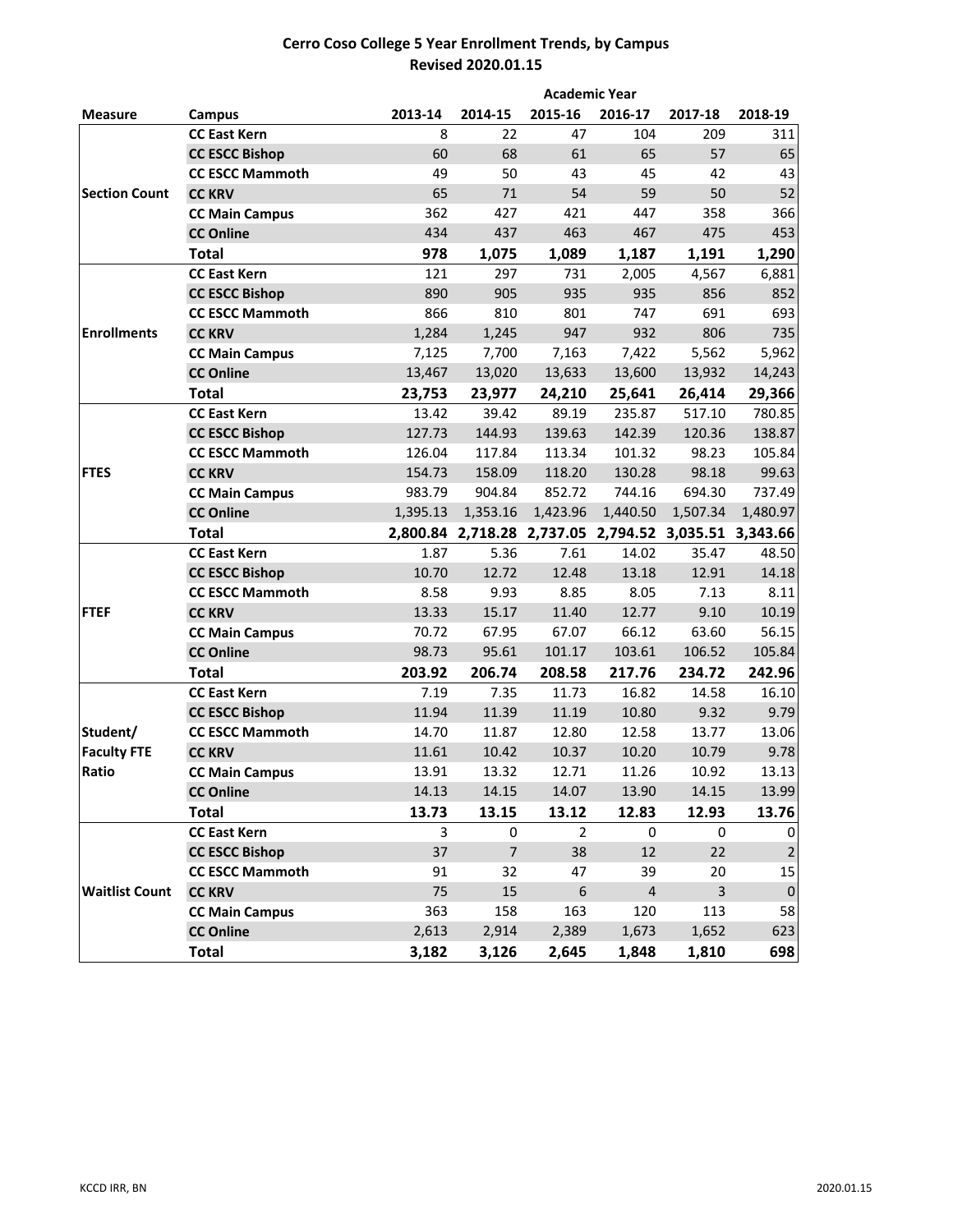# Cerro Coso College 5 Year Enrollment Trends, by Campus

**Revised 2020.01.15**

| Measure | Campus | Academic Year 2013-14 | 2014-15 | 2015-16 | 2016-17 | 2017-18 | 2018-19 |
|---|---|---|---|---|---|---|---|
| Section Count | CC East Kern | 8 | 22 | 47 | 104 | 209 | 311 |
| | CC ESCC Bishop | 60 | 68 | 61 | 65 | 57 | 65 |
| | CC ESCC Mammoth | 49 | 50 | 43 | 45 | 42 | 43 |
| | CC KRV | 65 | 71 | 54 | 59 | 50 | 52 |
| | CC Main Campus | 362 | 427 | 421 | 447 | 358 | 366 |
| | CC Online | 434 | 437 | 463 | 467 | 475 | 453 |
| | **Total** | **978** | **1,075** | **1,089** | **1,187** | **1,191** | **1,290** |
| Enrollments | CC East Kern | 121 | 297 | 731 | 2,005 | 4,567 | 6,881 |
| | CC ESCC Bishop | 890 | 905 | 935 | 935 | 856 | 852 |
| | CC ESCC Mammoth | 866 | 810 | 801 | 747 | 691 | 693 |
| | CC KRV | 1,284 | 1,245 | 947 | 932 | 806 | 735 |
| | CC Main Campus | 7,125 | 7,700 | 7,163 | 7,422 | 5,562 | 5,962 |
| | CC Online | 13,467 | 13,020 | 13,633 | 13,600 | 13,932 | 14,243 |
| | **Total** | **23,753** | **23,977** | **24,210** | **25,641** | **26,414** | **29,366** |
| FTES | CC East Kern | 13.42 | 39.42 | 89.19 | 235.87 | 517.10 | 780.85 |
| | CC ESCC Bishop | 127.73 | 144.93 | 139.63 | 142.39 | 120.36 | 138.87 |
| | CC ESCC Mammoth | 126.04 | 117.84 | 113.34 | 101.32 | 98.23 | 105.84 |
| | CC KRV | 154.73 | 158.09 | 118.20 | 130.28 | 98.18 | 99.63 |
| | CC Main Campus | 983.79 | 904.84 | 852.72 | 744.16 | 694.30 | 737.49 |
| | CC Online | 1,395.13 | 1,353.16 | 1,423.96 | 1,440.50 | 1,507.34 | 1,480.97 |
| | **Total** | **2,800.84** | **2,718.28** | **2,737.05** | **2,794.52** | **3,035.51** | **3,343.66** |
| FTEF | CC East Kern | 1.87 | 5.36 | 7.61 | 14.02 | 35.47 | 48.50 |
| | CC ESCC Bishop | 10.70 | 12.72 | 12.48 | 13.18 | 12.91 | 14.18 |
| | CC ESCC Mammoth | 8.58 | 9.93 | 8.85 | 8.05 | 7.13 | 8.11 |
| | CC KRV | 13.33 | 15.17 | 11.40 | 12.77 | 9.10 | 10.19 |
| | CC Main Campus | 70.72 | 67.95 | 67.07 | 66.12 | 63.60 | 56.15 |
| | CC Online | 98.73 | 95.61 | 101.17 | 103.61 | 106.52 | 105.84 |
| | **Total** | **203.92** | **206.74** | **208.58** | **217.76** | **234.72** | **242.96** |
| Student/ Faculty FTE Ratio | CC East Kern | 7.19 | 7.35 | 11.73 | 16.82 | 14.58 | 16.10 |
| | CC ESCC Bishop | 11.94 | 11.39 | 11.19 | 10.80 | 9.32 | 9.79 |
| | CC ESCC Mammoth | 14.70 | 11.87 | 12.80 | 12.58 | 13.77 | 13.06 |
| | CC KRV | 11.61 | 10.42 | 10.37 | 10.20 | 10.79 | 9.78 |
| | CC Main Campus | 13.91 | 13.32 | 12.71 | 11.26 | 10.92 | 13.13 |
| | CC Online | 14.13 | 14.15 | 14.07 | 13.90 | 14.15 | 13.99 |
| | **Total** | **13.73** | **13.15** | **13.12** | **12.83** | **12.93** | **13.76** |
| Waitlist Count | CC East Kern | 3 | 0 | 2 | 0 | 0 | 0 |
| | CC ESCC Bishop | 37 | 7 | 38 | 12 | 22 | 2 |
| | CC ESCC Mammoth | 91 | 32 | 47 | 39 | 20 | 15 |
| | CC KRV | 75 | 15 | 6 | 4 | 3 | 0 |
| | CC Main Campus | 363 | 158 | 163 | 120 | 113 | 58 |
| | CC Online | 2,613 | 2,914 | 2,389 | 1,673 | 1,652 | 623 |
| | **Total** | **3,182** | **3,126** | **2,645** | **1,848** | **1,810** | **698** |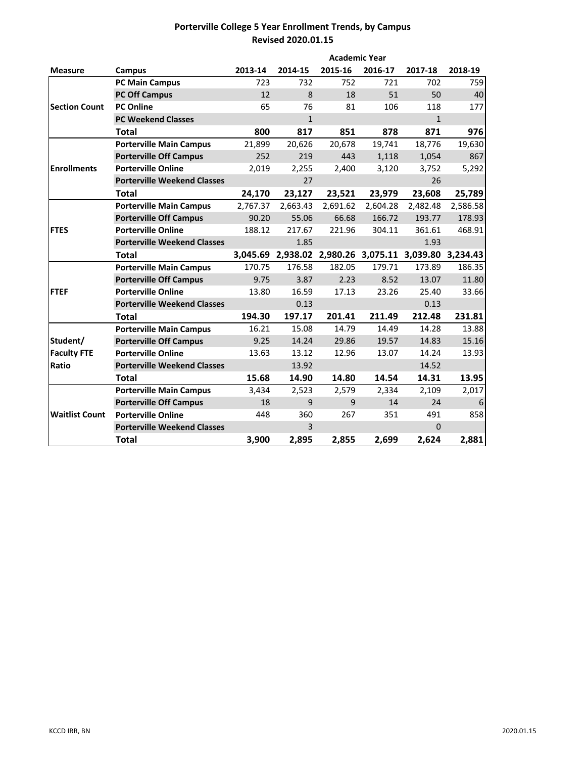# Porterville College 5 Year Enrollment Trends, by Campus

**Revised 2020.01.15**

| | | Academic Year | | | | | |
|---|---|---|---|---|---|---|---|
| **Measure** | **Campus** | **2013-14** | **2014-15** | **2015-16** | **2016-17** | **2017-18** | **2018-19** |
| **Section Count** | **PC Main Campus** | 723 | 732 | 752 | 721 | 702 | 759 |
| | **PC Off Campus** | 12 | 8 | 18 | 51 | 50 | 40 |
| | **PC Online** | 65 | 76 | 81 | 106 | 118 | 177 |
| | **PC Weekend Classes** | | 1 | | | 1 | |
| | **Total** | **800** | **817** | **851** | **878** | **871** | **976** |
| **Enrollments** | **Porterville Main Campus** | 21,899 | 20,626 | 20,678 | 19,741 | 18,776 | 19,630 |
| | **Porterville Off Campus** | 252 | 219 | 443 | 1,118 | 1,054 | 867 |
| | **Porterville Online** | 2,019 | 2,255 | 2,400 | 3,120 | 3,752 | 5,292 |
| | **Porterville Weekend Classes** | | 27 | | | 26 | |
| | **Total** | **24,170** | **23,127** | **23,521** | **23,979** | **23,608** | **25,789** |
| **FTES** | **Porterville Main Campus** | 2,767.37 | 2,663.43 | 2,691.62 | 2,604.28 | 2,482.48 | 2,586.58 |
| | **Porterville Off Campus** | 90.20 | 55.06 | 66.68 | 166.72 | 193.77 | 178.93 |
| | **Porterville Online** | 188.12 | 217.67 | 221.96 | 304.11 | 361.61 | 468.91 |
| | **Porterville Weekend Classes** | | 1.85 | | | 1.93 | |
| | **Total** | **3,045.69** | **2,938.02** | **2,980.26** | **3,075.11** | **3,039.80** | **3,234.43** |
| **FTEF** | **Porterville Main Campus** | 170.75 | 176.58 | 182.05 | 179.71 | 173.89 | 186.35 |
| | **Porterville Off Campus** | 9.75 | 3.87 | 2.23 | 8.52 | 13.07 | 11.80 |
| | **Porterville Online** | 13.80 | 16.59 | 17.13 | 23.26 | 25.40 | 33.66 |
| | **Porterville Weekend Classes** | | 0.13 | | | 0.13 | |
| | **Total** | **194.30** | **197.17** | **201.41** | **211.49** | **212.48** | **231.81** |
| **Student/ Faculty FTE Ratio** | **Porterville Main Campus** | 16.21 | 15.08 | 14.79 | 14.49 | 14.28 | 13.88 |
| | **Porterville Off Campus** | 9.25 | 14.24 | 29.86 | 19.57 | 14.83 | 15.16 |
| | **Porterville Online** | 13.63 | 13.12 | 12.96 | 13.07 | 14.24 | 13.93 |
| | **Porterville Weekend Classes** | | 13.92 | | | 14.52 | |
| | **Total** | **15.68** | **14.90** | **14.80** | **14.54** | **14.31** | **13.95** |
| **Waitlist Count** | **Porterville Main Campus** | 3,434 | 2,523 | 2,579 | 2,334 | 2,109 | 2,017 |
| | **Porterville Off Campus** | 18 | 9 | 9 | 14 | 24 | 6 |
| | **Porterville Online** | 448 | 360 | 267 | 351 | 491 | 858 |
| | **Porterville Weekend Classes** | | 3 | | | 0 | |
| | **Total** | **3,900** | **2,895** | **2,855** | **2,699** | **2,624** | **2,881** |

KCCD IRR, BN

2020.01.15